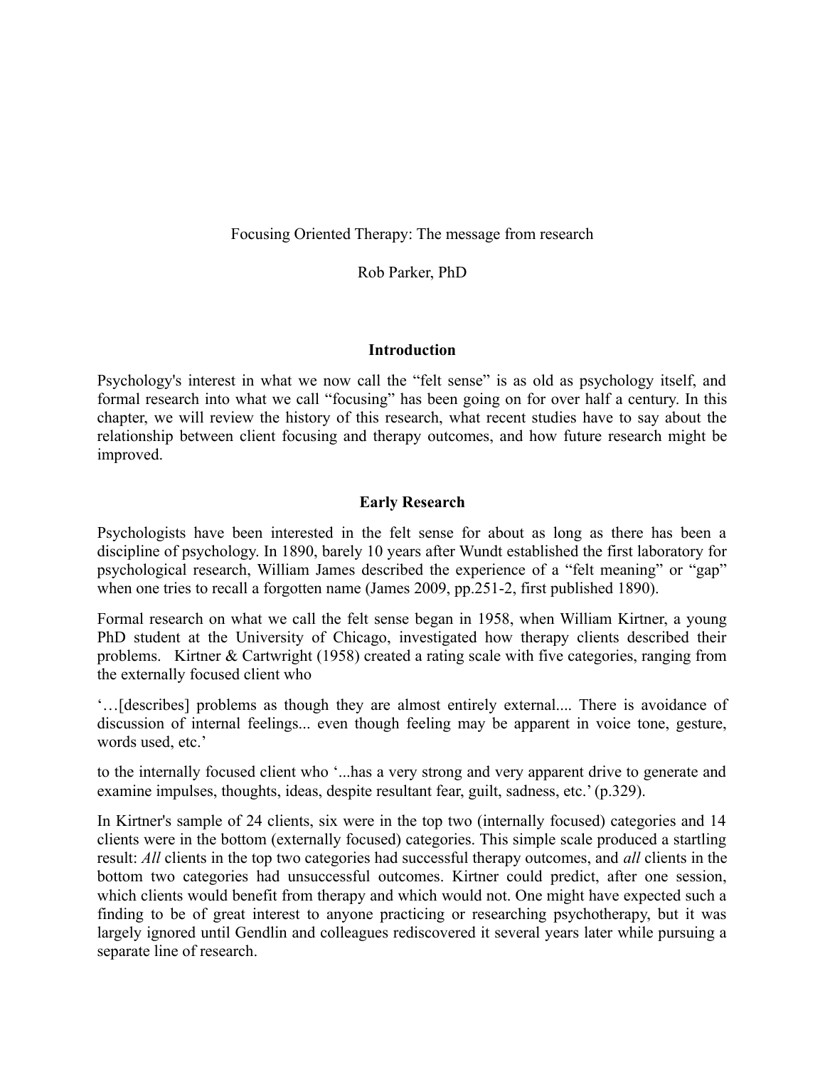# Focusing Oriented Therapy: The message from research

Rob Parker, PhD

## Introduction

Psychology's interest in what we now call the "felt sense" is as old as psychology itself, and formal research into what we call "focusing" has been going on for over half a century. In this chapter, we will review the history of this research, what recent studies have to say about the relationship between client focusing and therapy outcomes, and how future research might be improved.

## Early Research

Psychologists have been interested in the felt sense for about as long as there has been a discipline of psychology. In 1890, barely 10 years after Wundt established the first laboratory for psychological research, William James described the experience of a "felt meaning" or "gap" when one tries to recall a forgotten name (James 2009, pp.251-2, first published 1890).

Formal research on what we call the felt sense began in 1958, when William Kirtner, a young PhD student at the University of Chicago, investigated how therapy clients described their problems. Kirtner & Cartwright (1958) created a rating scale with five categories, ranging from the externally focused client who

'…[describes] problems as though they are almost entirely external.... There is avoidance of discussion of internal feelings... even though feeling may be apparent in voice tone, gesture, words used, etc.'

to the internally focused client who '...has a very strong and very apparent drive to generate and examine impulses, thoughts, ideas, despite resultant fear, guilt, sadness, etc.' (p.329).

In Kirtner's sample of 24 clients, six were in the top two (internally focused) categories and 14 clients were in the bottom (externally focused) categories. This simple scale produced a startling result: *All* clients in the top two categories had successful therapy outcomes, and *all* clients in the bottom two categories had unsuccessful outcomes. Kirtner could predict, after one session, which clients would benefit from therapy and which would not. One might have expected such a finding to be of great interest to anyone practicing or researching psychotherapy, but it was largely ignored until Gendlin and colleagues rediscovered it several years later while pursuing a separate line of research.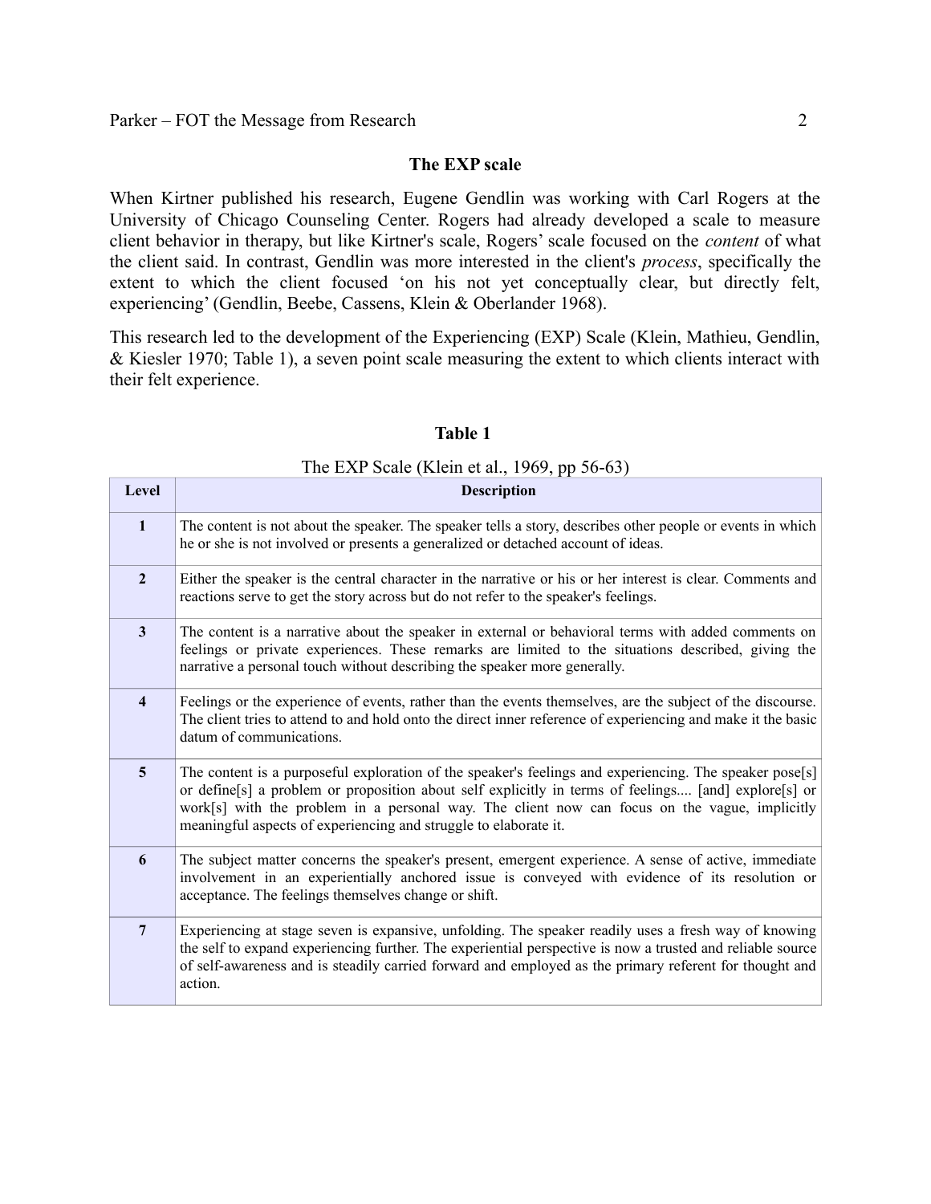## The EXP scale

When Kirtner published his research, Eugene Gendlin was working with Carl Rogers at the University of Chicago Counseling Center. Rogers had already developed a scale to measure client behavior in therapy, but like Kirtner's scale, Rogers' scale focused on the *content* of what the client said. In contrast, Gendlin was more interested in the client's *process*, specifically the extent to which the client focused 'on his not yet conceptually clear, but directly felt, experiencing' (Gendlin, Beebe, Cassens, Klein & Oberlander 1968).

This research led to the development of the Experiencing (EXP) Scale (Klein, Mathieu, Gendlin, & Kiesler 1970; Table 1), a seven point scale measuring the extent to which clients interact with their felt experience.

**Table 1**

The EXP Scale (Klein et al., 1969, pp 56-63)

| Level | Description |
|---|---|
| **1** | The content is not about the speaker. The speaker tells a story, describes other people or events in which he or she is not involved or presents a generalized or detached account of ideas. |
| **2** | Either the speaker is the central character in the narrative or his or her interest is clear. Comments and reactions serve to get the story across but do not refer to the speaker's feelings. |
| **3** | The content is a narrative about the speaker in external or behavioral terms with added comments on feelings or private experiences. These remarks are limited to the situations described, giving the narrative a personal touch without describing the speaker more generally. |
| **4** | Feelings or the experience of events, rather than the events themselves, are the subject of the discourse. The client tries to attend to and hold onto the direct inner reference of experiencing and make it the basic datum of communications. |
| **5** | The content is a purposeful exploration of the speaker's feelings and experiencing. The speaker pose[s] or define[s] a problem or proposition about self explicitly in terms of feelings.... [and] explore[s] or work[s] with the problem in a personal way. The client now can focus on the vague, implicitly meaningful aspects of experiencing and struggle to elaborate it. |
| **6** | The subject matter concerns the speaker's present, emergent experience. A sense of active, immediate involvement in an experientially anchored issue is conveyed with evidence of its resolution or acceptance. The feelings themselves change or shift. |
| **7** | Experiencing at stage seven is expansive, unfolding. The speaker readily uses a fresh way of knowing the self to expand experiencing further. The experiential perspective is now a trusted and reliable source of self-awareness and is steadily carried forward and employed as the primary referent for thought and action. |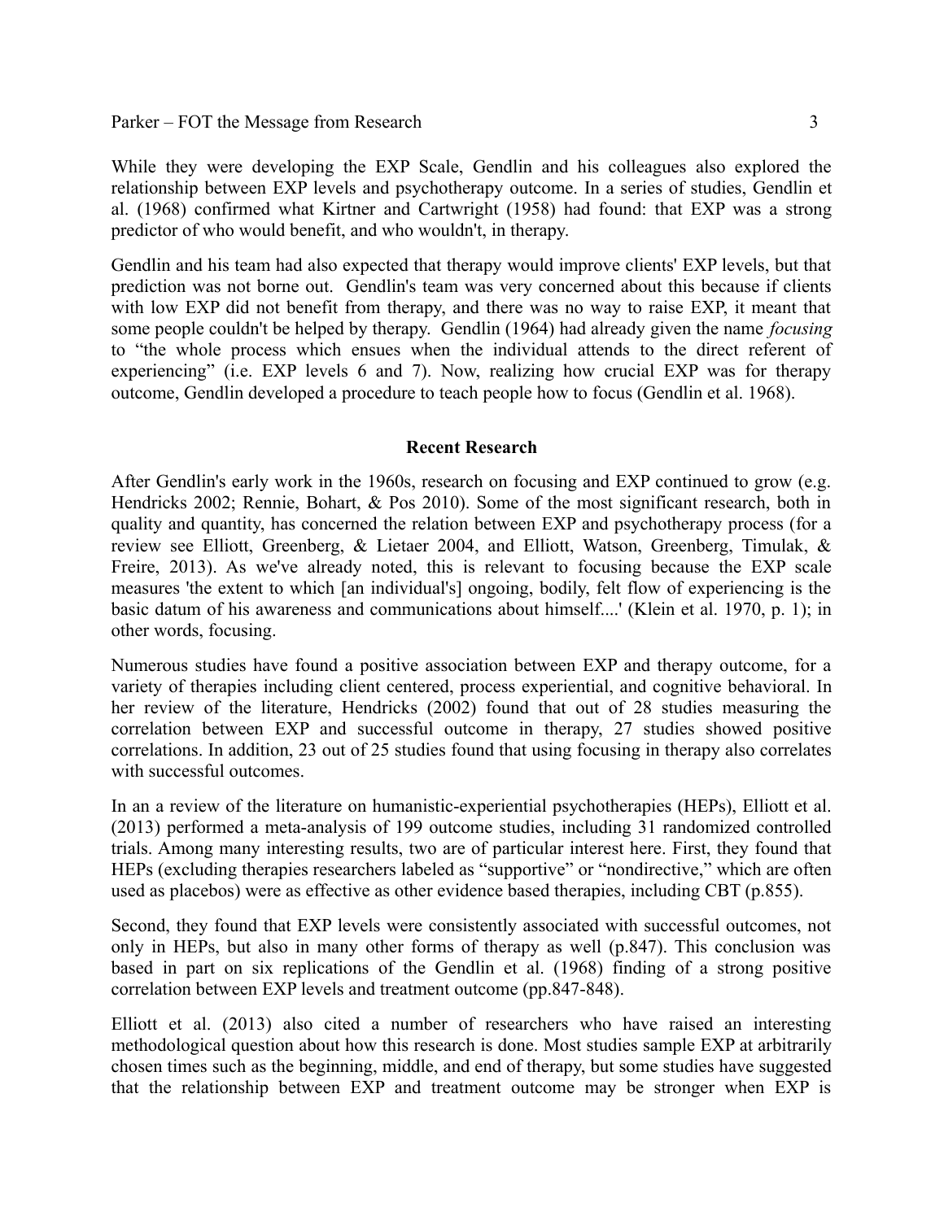While they were developing the EXP Scale, Gendlin and his colleagues also explored the relationship between EXP levels and psychotherapy outcome. In a series of studies, Gendlin et al. (1968) confirmed what Kirtner and Cartwright (1958) had found: that EXP was a strong predictor of who would benefit, and who wouldn't, in therapy.

Gendlin and his team had also expected that therapy would improve clients' EXP levels, but that prediction was not borne out. Gendlin's team was very concerned about this because if clients with low EXP did not benefit from therapy, and there was no way to raise EXP, it meant that some people couldn't be helped by therapy. Gendlin (1964) had already given the name *focusing* to "the whole process which ensues when the individual attends to the direct referent of experiencing" (i.e. EXP levels 6 and 7). Now, realizing how crucial EXP was for therapy outcome, Gendlin developed a procedure to teach people how to focus (Gendlin et al. 1968).

## Recent Research

After Gendlin's early work in the 1960s, research on focusing and EXP continued to grow (e.g. Hendricks 2002; Rennie, Bohart, & Pos 2010). Some of the most significant research, both in quality and quantity, has concerned the relation between EXP and psychotherapy process (for a review see Elliott, Greenberg, & Lietaer 2004, and Elliott, Watson, Greenberg, Timulak, & Freire, 2013). As we've already noted, this is relevant to focusing because the EXP scale measures 'the extent to which [an individual's] ongoing, bodily, felt flow of experiencing is the basic datum of his awareness and communications about himself....' (Klein et al. 1970, p. 1); in other words, focusing.

Numerous studies have found a positive association between EXP and therapy outcome, for a variety of therapies including client centered, process experiential, and cognitive behavioral. In her review of the literature, Hendricks (2002) found that out of 28 studies measuring the correlation between EXP and successful outcome in therapy, 27 studies showed positive correlations. In addition, 23 out of 25 studies found that using focusing in therapy also correlates with successful outcomes.

In an a review of the literature on humanistic-experiential psychotherapies (HEPs), Elliott et al. (2013) performed a meta-analysis of 199 outcome studies, including 31 randomized controlled trials. Among many interesting results, two are of particular interest here. First, they found that HEPs (excluding therapies researchers labeled as "supportive" or "nondirective," which are often used as placebos) were as effective as other evidence based therapies, including CBT (p.855).

Second, they found that EXP levels were consistently associated with successful outcomes, not only in HEPs, but also in many other forms of therapy as well (p.847). This conclusion was based in part on six replications of the Gendlin et al. (1968) finding of a strong positive correlation between EXP levels and treatment outcome (pp.847-848).

Elliott et al. (2013) also cited a number of researchers who have raised an interesting methodological question about how this research is done. Most studies sample EXP at arbitrarily chosen times such as the beginning, middle, and end of therapy, but some studies have suggested that the relationship between EXP and treatment outcome may be stronger when EXP is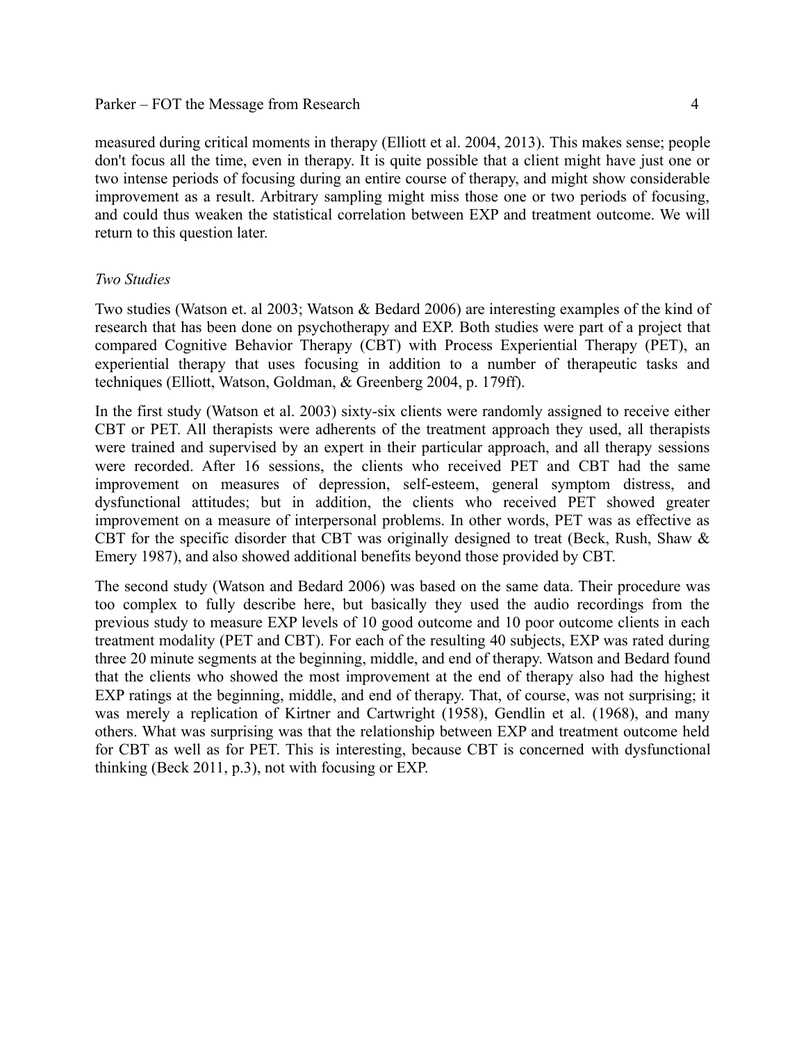measured during critical moments in therapy (Elliott et al. 2004, 2013). This makes sense; people don't focus all the time, even in therapy. It is quite possible that a client might have just one or two intense periods of focusing during an entire course of therapy, and might show considerable improvement as a result. Arbitrary sampling might miss those one or two periods of focusing, and could thus weaken the statistical correlation between EXP and treatment outcome. We will return to this question later.

*Two Studies*

Two studies (Watson et. al 2003; Watson & Bedard 2006) are interesting examples of the kind of research that has been done on psychotherapy and EXP. Both studies were part of a project that compared Cognitive Behavior Therapy (CBT) with Process Experiential Therapy (PET), an experiential therapy that uses focusing in addition to a number of therapeutic tasks and techniques (Elliott, Watson, Goldman, & Greenberg 2004, p. 179ff).

In the first study (Watson et al. 2003) sixty-six clients were randomly assigned to receive either CBT or PET. All therapists were adherents of the treatment approach they used, all therapists were trained and supervised by an expert in their particular approach, and all therapy sessions were recorded. After 16 sessions, the clients who received PET and CBT had the same improvement on measures of depression, self-esteem, general symptom distress, and dysfunctional attitudes; but in addition, the clients who received PET showed greater improvement on a measure of interpersonal problems. In other words, PET was as effective as CBT for the specific disorder that CBT was originally designed to treat (Beck, Rush, Shaw & Emery 1987), and also showed additional benefits beyond those provided by CBT.

The second study (Watson and Bedard 2006) was based on the same data. Their procedure was too complex to fully describe here, but basically they used the audio recordings from the previous study to measure EXP levels of 10 good outcome and 10 poor outcome clients in each treatment modality (PET and CBT). For each of the resulting 40 subjects, EXP was rated during three 20 minute segments at the beginning, middle, and end of therapy. Watson and Bedard found that the clients who showed the most improvement at the end of therapy also had the highest EXP ratings at the beginning, middle, and end of therapy. That, of course, was not surprising; it was merely a replication of Kirtner and Cartwright (1958), Gendlin et al. (1968), and many others. What was surprising was that the relationship between EXP and treatment outcome held for CBT as well as for PET. This is interesting, because CBT is concerned with dysfunctional thinking (Beck 2011, p.3), not with focusing or EXP.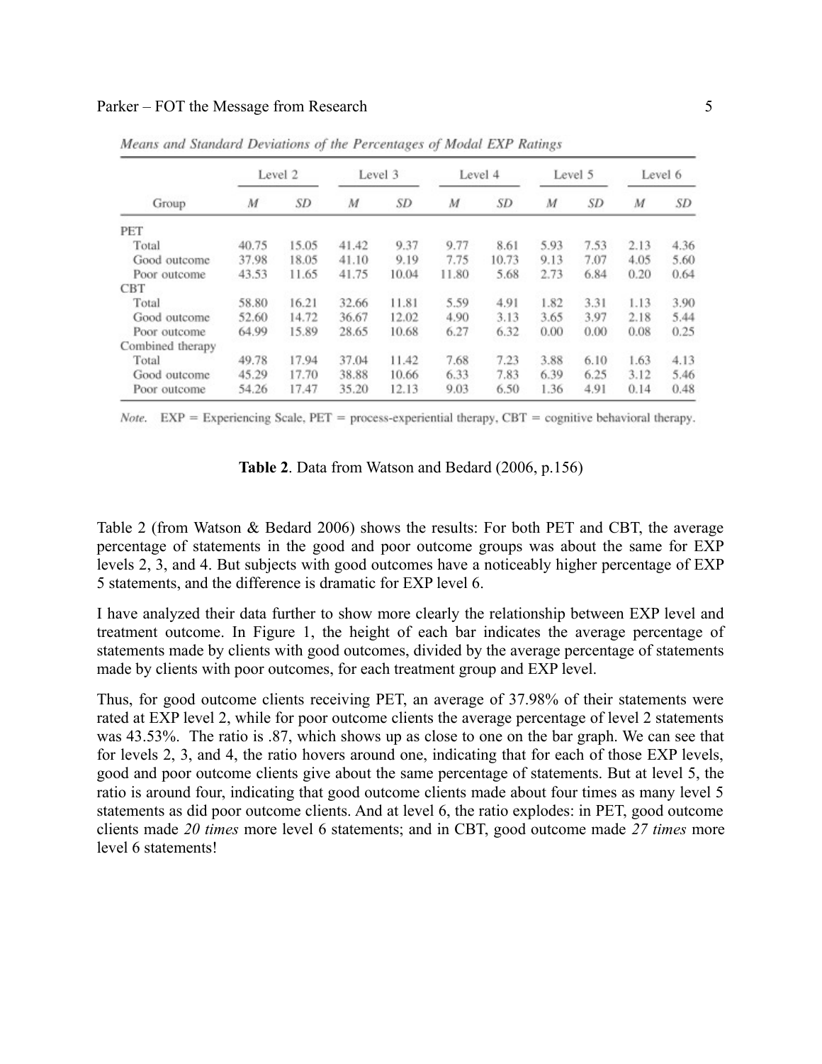*Means and Standard Deviations of the Percentages of Modal EXP Ratings*

| Group | Level 2 | | Level 3 | | Level 4 | | Level 5 | | Level 6 | |
|---|---|---|---|---|---|---|---|---|---|---|
| | *M* | *SD* | *M* | *SD* | *M* | *SD* | *M* | *SD* | *M* | *SD* |
| PET | | | | | | | | | | |
| Total | 40.75 | 15.05 | 41.42 | 9.37 | 9.77 | 8.61 | 5.93 | 7.53 | 2.13 | 4.36 |
| Good outcome | 37.98 | 18.05 | 41.10 | 9.19 | 7.75 | 10.73 | 9.13 | 7.07 | 4.05 | 5.60 |
| Poor outcome | 43.53 | 11.65 | 41.75 | 10.04 | 11.80 | 5.68 | 2.73 | 6.84 | 0.20 | 0.64 |
| CBT | | | | | | | | | | |
| Total | 58.80 | 16.21 | 32.66 | 11.81 | 5.59 | 4.91 | 1.82 | 3.31 | 1.13 | 3.90 |
| Good outcome | 52.60 | 14.72 | 36.67 | 12.02 | 4.90 | 3.13 | 3.65 | 3.97 | 2.18 | 5.44 |
| Poor outcome | 64.99 | 15.89 | 28.65 | 10.68 | 6.27 | 6.32 | 0.00 | 0.00 | 0.08 | 0.25 |
| Combined therapy | | | | | | | | | | |
| Total | 49.78 | 17.94 | 37.04 | 11.42 | 7.68 | 7.23 | 3.88 | 6.10 | 1.63 | 4.13 |
| Good outcome | 45.29 | 17.70 | 38.88 | 10.66 | 6.33 | 7.83 | 6.39 | 6.25 | 3.12 | 5.46 |
| Poor outcome | 54.26 | 17.47 | 35.20 | 12.13 | 9.03 | 6.50 | 1.36 | 4.91 | 0.14 | 0.48 |

*Note.* EXP = Experiencing Scale, PET = process-experiential therapy, CBT = cognitive behavioral therapy.

**Table 2**. Data from Watson and Bedard (2006, p.156)

Table 2 (from Watson & Bedard 2006) shows the results: For both PET and CBT, the average percentage of statements in the good and poor outcome groups was about the same for EXP levels 2, 3, and 4. But subjects with good outcomes have a noticeably higher percentage of EXP 5 statements, and the difference is dramatic for EXP level 6.

I have analyzed their data further to show more clearly the relationship between EXP level and treatment outcome. In Figure 1, the height of each bar indicates the average percentage of statements made by clients with good outcomes, divided by the average percentage of statements made by clients with poor outcomes, for each treatment group and EXP level.

Thus, for good outcome clients receiving PET, an average of 37.98% of their statements were rated at EXP level 2, while for poor outcome clients the average percentage of level 2 statements was 43.53%. The ratio is .87, which shows up as close to one on the bar graph. We can see that for levels 2, 3, and 4, the ratio hovers around one, indicating that for each of those EXP levels, good and poor outcome clients give about the same percentage of statements. But at level 5, the ratio is around four, indicating that good outcome clients made about four times as many level 5 statements as did poor outcome clients. And at level 6, the ratio explodes: in PET, good outcome clients made *20 times* more level 6 statements; and in CBT, good outcome made *27 times* more level 6 statements!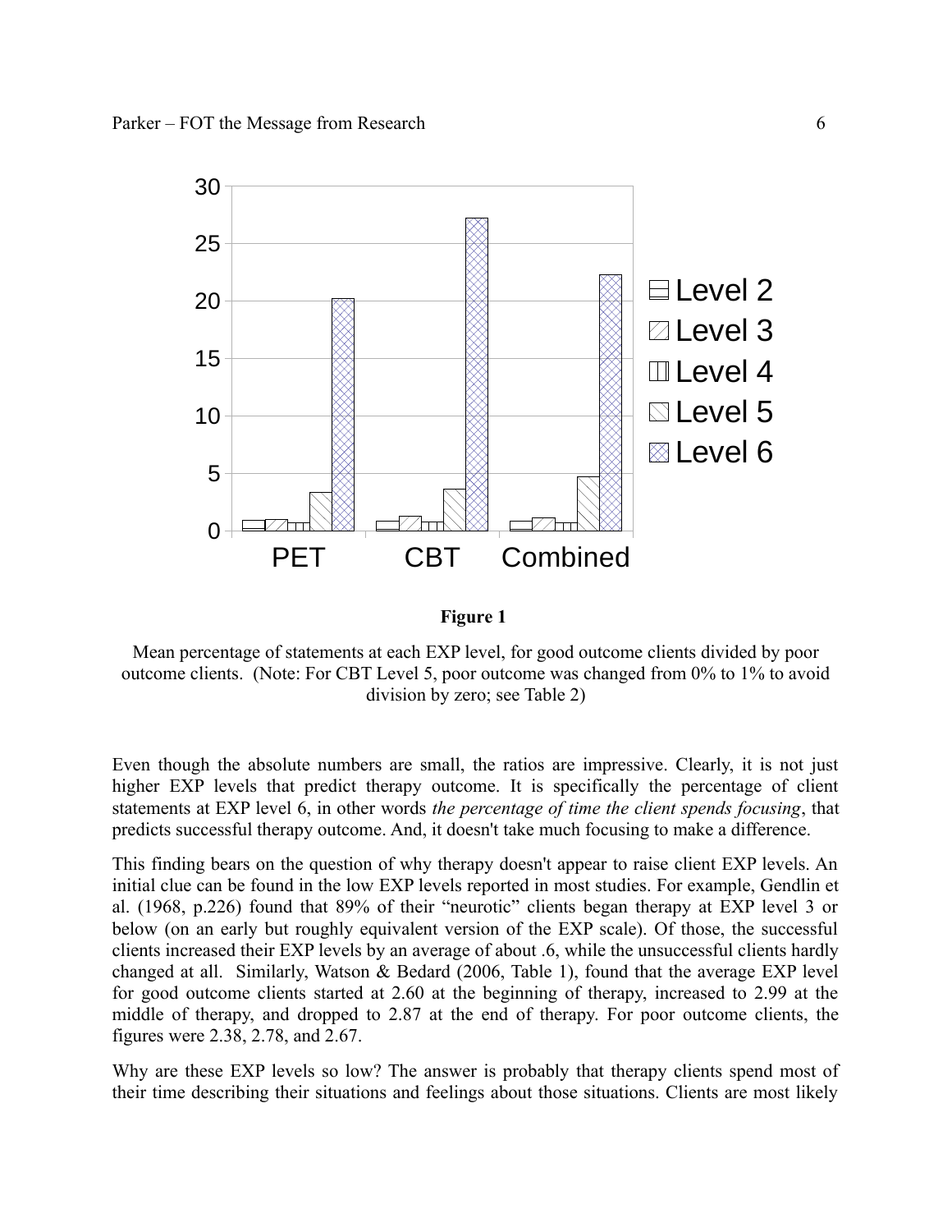**Figure 1**

Mean percentage of statements at each EXP level, for good outcome clients divided by poor outcome clients. (Note: For CBT Level 5, poor outcome was changed from 0% to 1% to avoid division by zero; see Table 2)

Even though the absolute numbers are small, the ratios are impressive. Clearly, it is not just higher EXP levels that predict therapy outcome. It is specifically the percentage of client statements at EXP level 6, in other words *the percentage of time the client spends focusing*, that predicts successful therapy outcome. And, it doesn't take much focusing to make a difference.

This finding bears on the question of why therapy doesn't appear to raise client EXP levels. An initial clue can be found in the low EXP levels reported in most studies. For example, Gendlin et al. (1968, p.226) found that 89% of their "neurotic" clients began therapy at EXP level 3 or below (on an early but roughly equivalent version of the EXP scale). Of those, the successful clients increased their EXP levels by an average of about .6, while the unsuccessful clients hardly changed at all. Similarly, Watson & Bedard (2006, Table 1), found that the average EXP level for good outcome clients started at 2.60 at the beginning of therapy, increased to 2.99 at the middle of therapy, and dropped to 2.87 at the end of therapy. For poor outcome clients, the figures were 2.38, 2.78, and 2.67.

Why are these EXP levels so low? The answer is probably that therapy clients spend most of their time describing their situations and feelings about those situations. Clients are most likely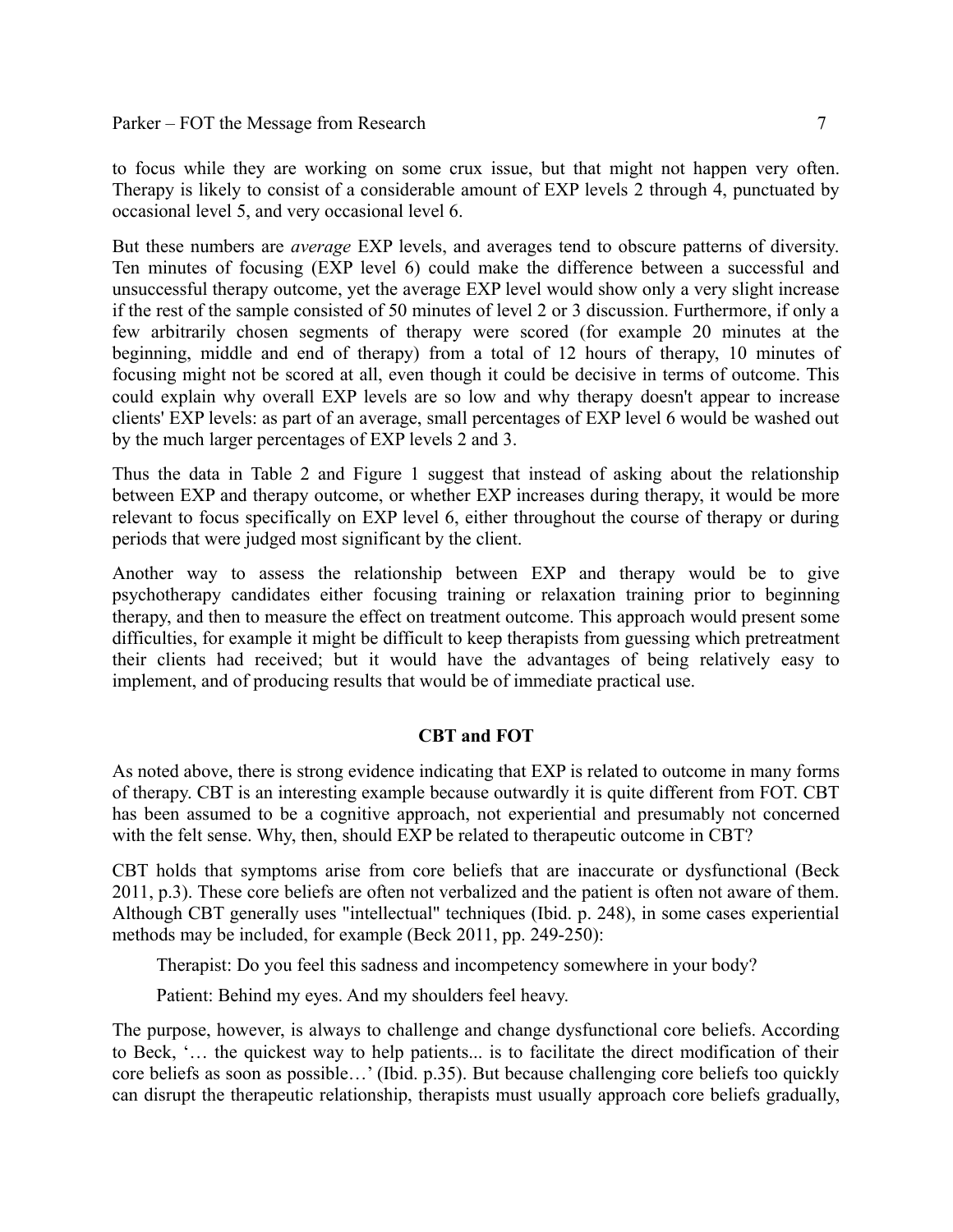to focus while they are working on some crux issue, but that might not happen very often. Therapy is likely to consist of a considerable amount of EXP levels 2 through 4, punctuated by occasional level 5, and very occasional level 6.

But these numbers are *average* EXP levels, and averages tend to obscure patterns of diversity. Ten minutes of focusing (EXP level 6) could make the difference between a successful and unsuccessful therapy outcome, yet the average EXP level would show only a very slight increase if the rest of the sample consisted of 50 minutes of level 2 or 3 discussion. Furthermore, if only a few arbitrarily chosen segments of therapy were scored (for example 20 minutes at the beginning, middle and end of therapy) from a total of 12 hours of therapy, 10 minutes of focusing might not be scored at all, even though it could be decisive in terms of outcome. This could explain why overall EXP levels are so low and why therapy doesn't appear to increase clients' EXP levels: as part of an average, small percentages of EXP level 6 would be washed out by the much larger percentages of EXP levels 2 and 3.

Thus the data in Table 2 and Figure 1 suggest that instead of asking about the relationship between EXP and therapy outcome, or whether EXP increases during therapy, it would be more relevant to focus specifically on EXP level 6, either throughout the course of therapy or during periods that were judged most significant by the client.

Another way to assess the relationship between EXP and therapy would be to give psychotherapy candidates either focusing training or relaxation training prior to beginning therapy, and then to measure the effect on treatment outcome. This approach would present some difficulties, for example it might be difficult to keep therapists from guessing which pretreatment their clients had received; but it would have the advantages of being relatively easy to implement, and of producing results that would be of immediate practical use.

## CBT and FOT

As noted above, there is strong evidence indicating that EXP is related to outcome in many forms of therapy. CBT is an interesting example because outwardly it is quite different from FOT. CBT has been assumed to be a cognitive approach, not experiential and presumably not concerned with the felt sense. Why, then, should EXP be related to therapeutic outcome in CBT?

CBT holds that symptoms arise from core beliefs that are inaccurate or dysfunctional (Beck 2011, p.3). These core beliefs are often not verbalized and the patient is often not aware of them. Although CBT generally uses "intellectual" techniques (Ibid. p. 248), in some cases experiential methods may be included, for example (Beck 2011, pp. 249-250):

> Therapist: Do you feel this sadness and incompetency somewhere in your body?
>
> Patient: Behind my eyes. And my shoulders feel heavy.

The purpose, however, is always to challenge and change dysfunctional core beliefs. According to Beck, '… the quickest way to help patients... is to facilitate the direct modification of their core beliefs as soon as possible…' (Ibid. p.35). But because challenging core beliefs too quickly can disrupt the therapeutic relationship, therapists must usually approach core beliefs gradually,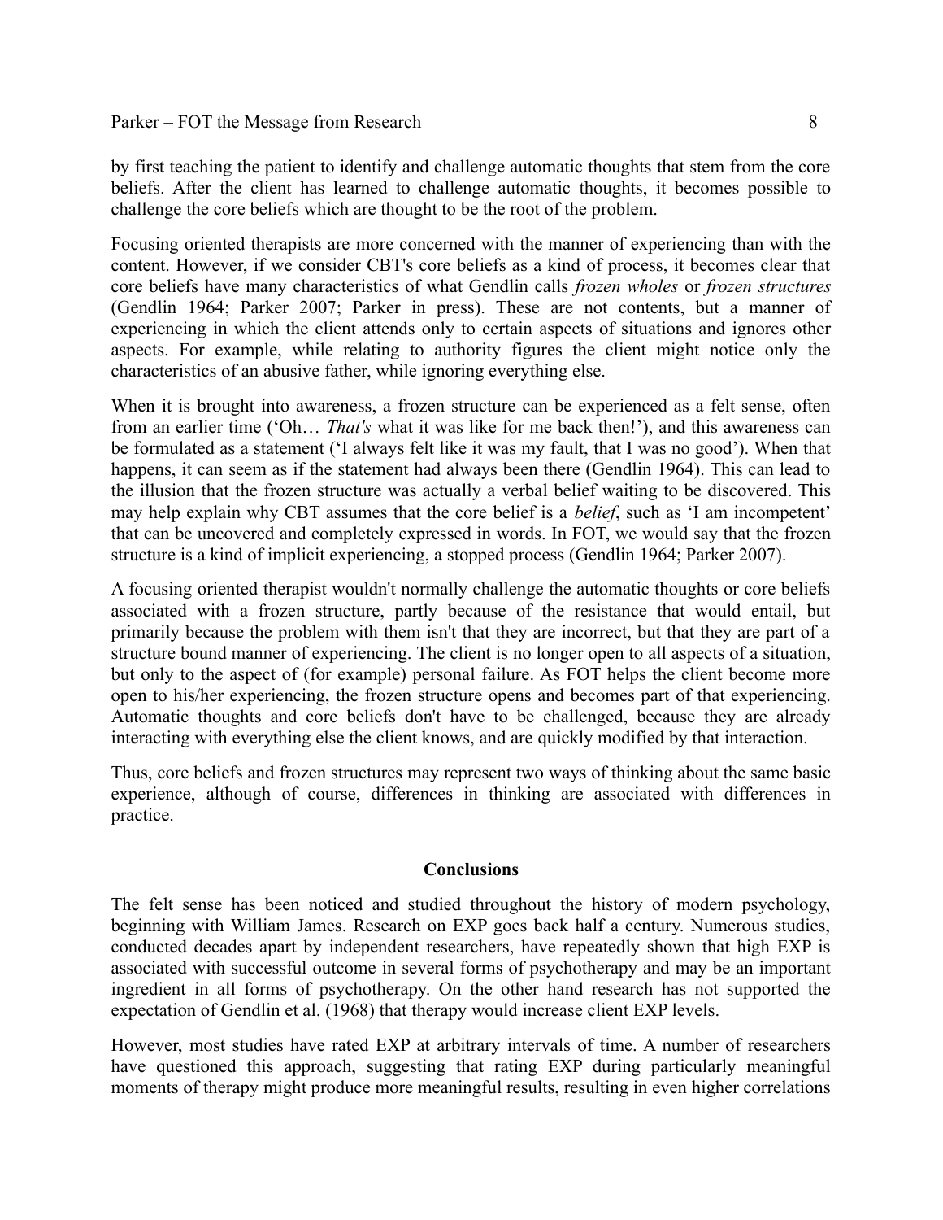by first teaching the patient to identify and challenge automatic thoughts that stem from the core beliefs. After the client has learned to challenge automatic thoughts, it becomes possible to challenge the core beliefs which are thought to be the root of the problem.

Focusing oriented therapists are more concerned with the manner of experiencing than with the content. However, if we consider CBT's core beliefs as a kind of process, it becomes clear that core beliefs have many characteristics of what Gendlin calls *frozen wholes* or *frozen structures* (Gendlin 1964; Parker 2007; Parker in press). These are not contents, but a manner of experiencing in which the client attends only to certain aspects of situations and ignores other aspects. For example, while relating to authority figures the client might notice only the characteristics of an abusive father, while ignoring everything else.

When it is brought into awareness, a frozen structure can be experienced as a felt sense, often from an earlier time ('Oh… *That's* what it was like for me back then!'), and this awareness can be formulated as a statement ('I always felt like it was my fault, that I was no good'). When that happens, it can seem as if the statement had always been there (Gendlin 1964). This can lead to the illusion that the frozen structure was actually a verbal belief waiting to be discovered. This may help explain why CBT assumes that the core belief is a *belief*, such as 'I am incompetent' that can be uncovered and completely expressed in words. In FOT, we would say that the frozen structure is a kind of implicit experiencing, a stopped process (Gendlin 1964; Parker 2007).

A focusing oriented therapist wouldn't normally challenge the automatic thoughts or core beliefs associated with a frozen structure, partly because of the resistance that would entail, but primarily because the problem with them isn't that they are incorrect, but that they are part of a structure bound manner of experiencing. The client is no longer open to all aspects of a situation, but only to the aspect of (for example) personal failure. As FOT helps the client become more open to his/her experiencing, the frozen structure opens and becomes part of that experiencing. Automatic thoughts and core beliefs don't have to be challenged, because they are already interacting with everything else the client knows, and are quickly modified by that interaction.

Thus, core beliefs and frozen structures may represent two ways of thinking about the same basic experience, although of course, differences in thinking are associated with differences in practice.

## Conclusions

The felt sense has been noticed and studied throughout the history of modern psychology, beginning with William James. Research on EXP goes back half a century. Numerous studies, conducted decades apart by independent researchers, have repeatedly shown that high EXP is associated with successful outcome in several forms of psychotherapy and may be an important ingredient in all forms of psychotherapy. On the other hand research has not supported the expectation of Gendlin et al. (1968) that therapy would increase client EXP levels.

However, most studies have rated EXP at arbitrary intervals of time. A number of researchers have questioned this approach, suggesting that rating EXP during particularly meaningful moments of therapy might produce more meaningful results, resulting in even higher correlations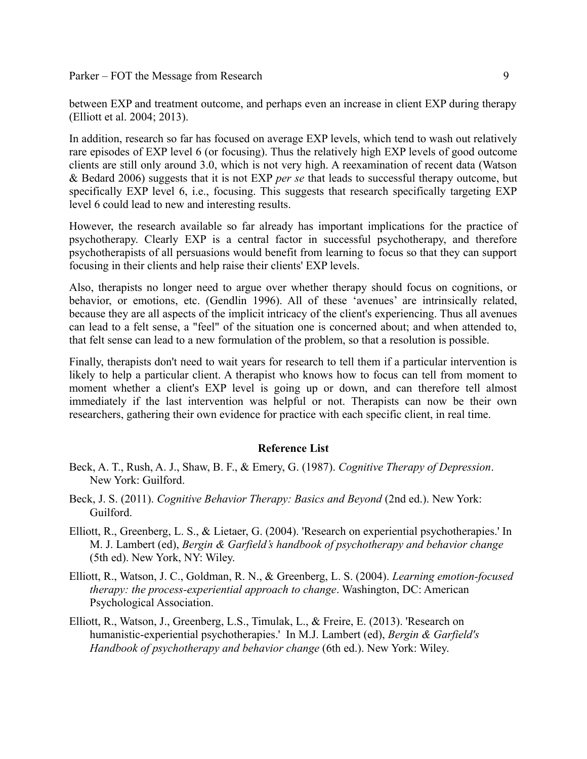between EXP and treatment outcome, and perhaps even an increase in client EXP during therapy (Elliott et al. 2004; 2013).

In addition, research so far has focused on average EXP levels, which tend to wash out relatively rare episodes of EXP level 6 (or focusing). Thus the relatively high EXP levels of good outcome clients are still only around 3.0, which is not very high. A reexamination of recent data (Watson & Bedard 2006) suggests that it is not EXP *per se* that leads to successful therapy outcome, but specifically EXP level 6, i.e., focusing. This suggests that research specifically targeting EXP level 6 could lead to new and interesting results.

However, the research available so far already has important implications for the practice of psychotherapy. Clearly EXP is a central factor in successful psychotherapy, and therefore psychotherapists of all persuasions would benefit from learning to focus so that they can support focusing in their clients and help raise their clients' EXP levels.

Also, therapists no longer need to argue over whether therapy should focus on cognitions, or behavior, or emotions, etc. (Gendlin 1996). All of these 'avenues' are intrinsically related, because they are all aspects of the implicit intricacy of the client's experiencing. Thus all avenues can lead to a felt sense, a "feel" of the situation one is concerned about; and when attended to, that felt sense can lead to a new formulation of the problem, so that a resolution is possible.

Finally, therapists don't need to wait years for research to tell them if a particular intervention is likely to help a particular client. A therapist who knows how to focus can tell from moment to moment whether a client's EXP level is going up or down, and can therefore tell almost immediately if the last intervention was helpful or not. Therapists can now be their own researchers, gathering their own evidence for practice with each specific client, in real time.

## Reference List

Beck, A. T., Rush, A. J., Shaw, B. F., & Emery, G. (1987). *Cognitive Therapy of Depression*. New York: Guilford.

Beck, J. S. (2011). *Cognitive Behavior Therapy: Basics and Beyond* (2nd ed.). New York: Guilford.

Elliott, R., Greenberg, L. S., & Lietaer, G. (2004). 'Research on experiential psychotherapies.' In M. J. Lambert (ed), *Bergin & Garfield's handbook of psychotherapy and behavior change* (5th ed). New York, NY: Wiley.

Elliott, R., Watson, J. C., Goldman, R. N., & Greenberg, L. S. (2004). *Learning emotion-focused therapy: the process-experiential approach to change*. Washington, DC: American Psychological Association.

Elliott, R., Watson, J., Greenberg, L.S., Timulak, L., & Freire, E. (2013). 'Research on humanistic-experiential psychotherapies.' In M.J. Lambert (ed), *Bergin & Garfield's Handbook of psychotherapy and behavior change* (6th ed.). New York: Wiley.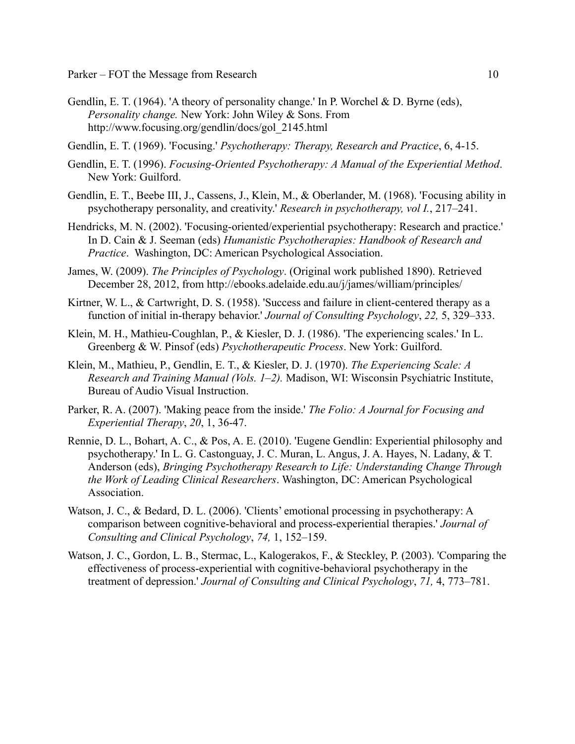Gendlin, E. T. (1964). 'A theory of personality change.' In P. Worchel & D. Byrne (eds), *Personality change.* New York: John Wiley & Sons. From http://www.focusing.org/gendlin/docs/gol_2145.html

Gendlin, E. T. (1969). 'Focusing.' *Psychotherapy: Therapy, Research and Practice*, 6, 4-15.

Gendlin, E. T. (1996). *Focusing-Oriented Psychotherapy: A Manual of the Experiential Method*. New York: Guilford.

Gendlin, E. T., Beebe III, J., Cassens, J., Klein, M., & Oberlander, M. (1968). 'Focusing ability in psychotherapy personality, and creativity.' *Research in psychotherapy, vol I.*, 217–241.

Hendricks, M. N. (2002). 'Focusing-oriented/experiential psychotherapy: Research and practice.' In D. Cain & J. Seeman (eds) *Humanistic Psychotherapies: Handbook of Research and Practice*. Washington, DC: American Psychological Association.

James, W. (2009). *The Principles of Psychology*. (Original work published 1890). Retrieved December 28, 2012, from http://ebooks.adelaide.edu.au/j/james/william/principles/

Kirtner, W. L., & Cartwright, D. S. (1958). 'Success and failure in client-centered therapy as a function of initial in-therapy behavior.' *Journal of Consulting Psychology*, *22,* 5, 329–333.

Klein, M. H., Mathieu-Coughlan, P., & Kiesler, D. J. (1986). 'The experiencing scales.' In L. Greenberg & W. Pinsof (eds) *Psychotherapeutic Process*. New York: Guilford.

Klein, M., Mathieu, P., Gendlin, E. T., & Kiesler, D. J. (1970). *The Experiencing Scale: A Research and Training Manual (Vols. 1–2).* Madison, WI: Wisconsin Psychiatric Institute, Bureau of Audio Visual Instruction.

Parker, R. A. (2007). 'Making peace from the inside.' *The Folio: A Journal for Focusing and Experiential Therapy*, *20*, 1, 36-47.

Rennie, D. L., Bohart, A. C., & Pos, A. E. (2010). 'Eugene Gendlin: Experiential philosophy and psychotherapy.' In L. G. Castonguay, J. C. Muran, L. Angus, J. A. Hayes, N. Ladany, & T. Anderson (eds), *Bringing Psychotherapy Research to Life: Understanding Change Through the Work of Leading Clinical Researchers*. Washington, DC: American Psychological Association.

Watson, J. C., & Bedard, D. L. (2006). 'Clients' emotional processing in psychotherapy: A comparison between cognitive-behavioral and process-experiential therapies.' *Journal of Consulting and Clinical Psychology*, *74,* 1, 152–159.

Watson, J. C., Gordon, L. B., Stermac, L., Kalogerakos, F., & Steckley, P. (2003). 'Comparing the effectiveness of process-experiential with cognitive-behavioral psychotherapy in the treatment of depression.' *Journal of Consulting and Clinical Psychology*, *71,* 4, 773–781.